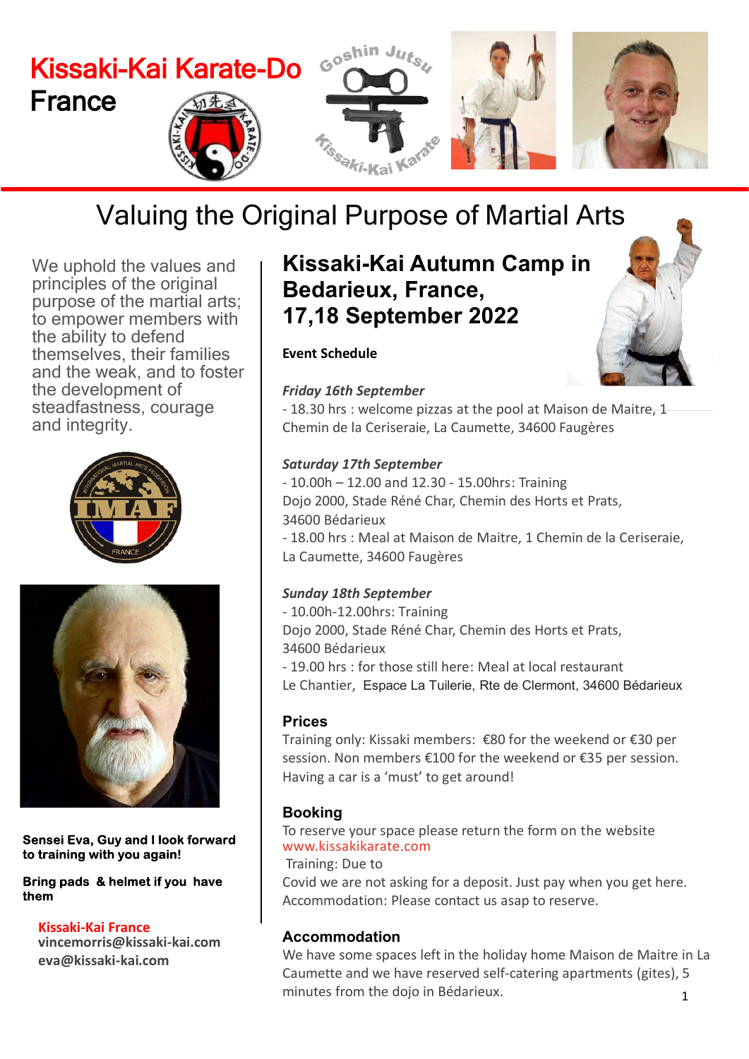# Kissaki-Kai Karate-Do France

## Valuing the Original Purpose of Martial Arts

We uphold the values and principles of the original purpose of the martial arts; to empower members with the ability to defend themselves, their families and the weak, and to foster the development of steadfastness, courage and integrity.

**Sensei Eva, Guy and I look forward to training with you again!**

**Bring pads & helmet if you have them**

**Kissaki-Kai France**
**vincemorris@kissaki-kai.com**
**eva@kissaki-kai.com**

## Kissaki-Kai Autumn Camp in Bedarieux, France, 17,18 September 2022

**Event Schedule**

***Friday 16th September***
- 18.30 hrs : welcome pizzas at the pool at Maison de Maitre, 1 Chemin de la Ceriseraie, La Caumette, 34600 Faugères

***Saturday 17th September***
- 10.00h – 12.00 and 12.30 - 15.00hrs: Training
Dojo 2000, Stade Réné Char, Chemin des Horts et Prats, 34600 Bédarieux
- 18.00 hrs : Meal at Maison de Maitre, 1 Chemin de la Ceriseraie, La Caumette, 34600 Faugères

***Sunday 18th September***
- 10.00h-12.00hrs: Training
Dojo 2000, Stade Réné Char, Chemin des Horts et Prats, 34600 Bédarieux
- 19.00 hrs : for those still here: Meal at local restaurant
Le Chantier, Espace La Tuilerie, Rte de Clermont, 34600 Bédarieux

### Prices

Training only: Kissaki members: €80 for the weekend or €30 per session. Non members €100 for the weekend or €35 per session. Having a car is a 'must' to get around!

### Booking

To reserve your space please return the form on the website www.kissakikarate.com
Training: Due to Covid we are not asking for a deposit. Just pay when you get here.
Accommodation: Please contact us asap to reserve.

### Accommodation

We have some spaces left in the holiday home Maison de Maitre in La Caumette and we have reserved self-catering apartments (gites), 5 minutes from the dojo in Bédarieux.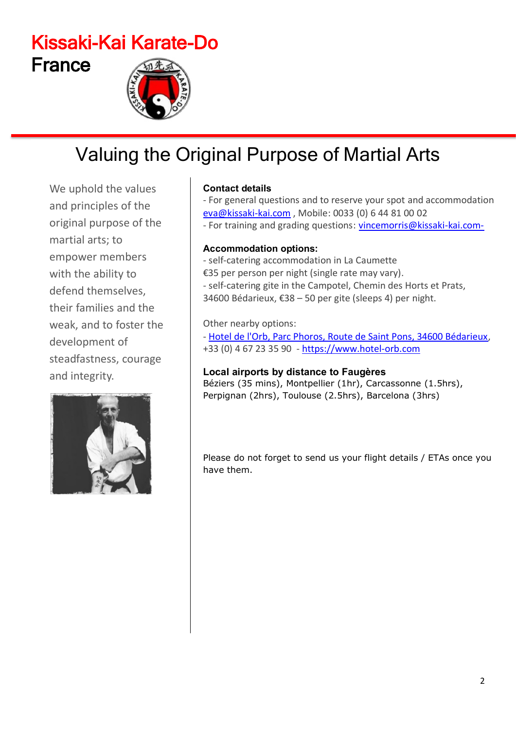# Kissaki-Kai Karate-Do

## France

## Valuing the Original Purpose of Martial Arts

We uphold the values and principles of the original purpose of the martial arts; to empower members with the ability to defend themselves, their families and the weak, and to foster the development of steadfastness, courage and integrity.

**Contact details**

- For general questions and to reserve your spot and accommodation eva@kissaki-kai.com , Mobile: 0033 (0) 6 44 81 00 02
- For training and grading questions: vincemorris@kissaki-kai.com-

**Accommodation options:**

- self-catering accommodation in La Caumette
€35 per person per night (single rate may vary).
- self-catering gite in the Campotel, Chemin des Horts et Prats, 34600 Bédarieux, €38 – 50 per gite (sleeps 4) per night.

Other nearby options:

- Hotel de l'Orb, Parc Phoros, Route de Saint Pons, 34600 Bédarieux, +33 (0) 4 67 23 35 90 - https://www.hotel-orb.com

**Local airports by distance to Faugères**

Béziers (35 mins), Montpellier (1hr), Carcassonne (1.5hrs), Perpignan (2hrs), Toulouse (2.5hrs), Barcelona (3hrs)

Please do not forget to send us your flight details / ETAs once you have them.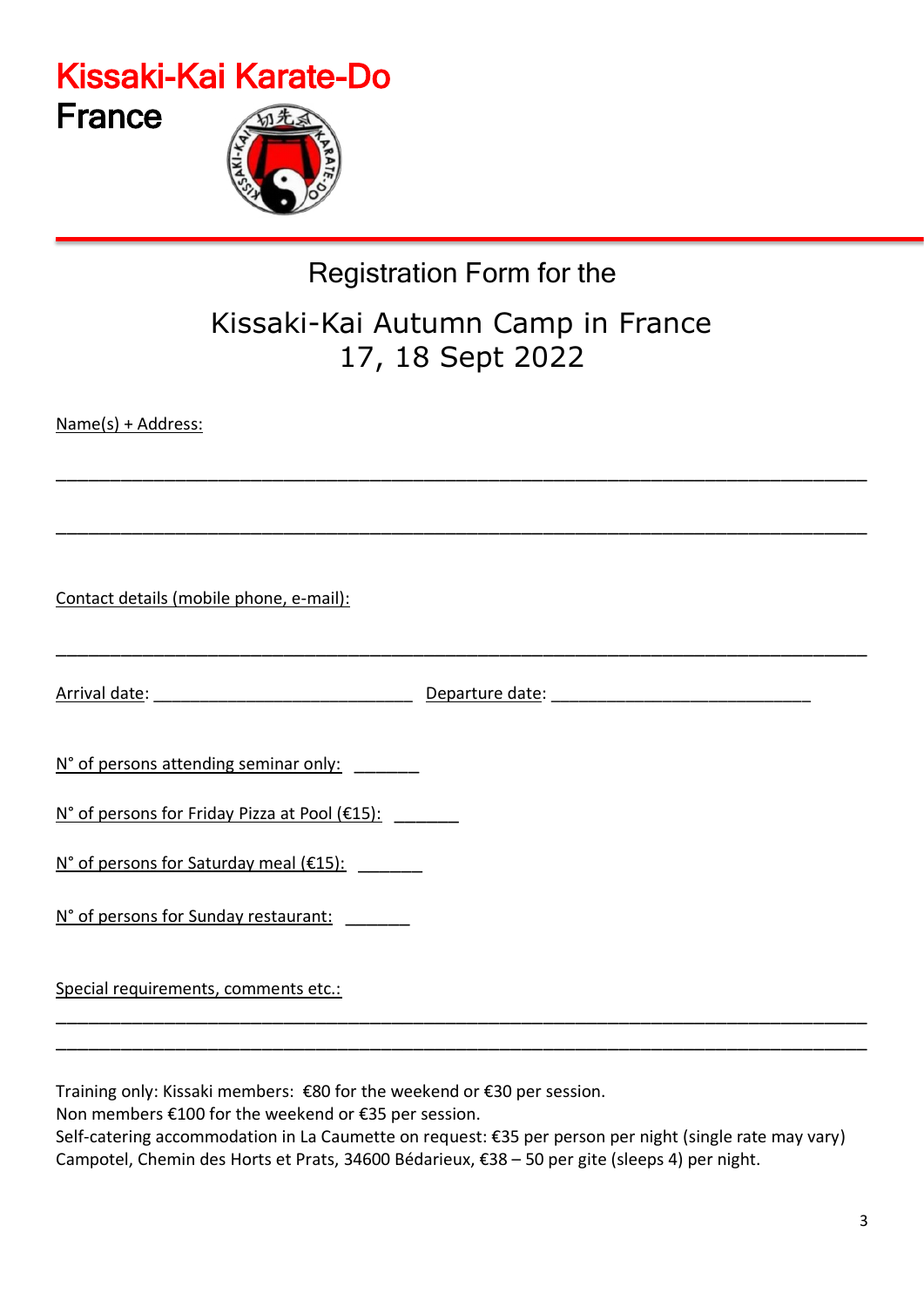# Kissaki-Kai Karate-Do

**France**

## Registration Form for the

## Kissaki-Kai Autumn Camp in France
## 17, 18 Sept 2022

Name(s) + Address:

\_\_\_\_\_\_\_\_\_\_\_\_\_\_\_\_\_\_\_\_\_\_\_\_\_\_\_\_\_\_\_\_\_\_\_\_\_\_\_\_\_\_\_\_\_\_\_\_\_\_\_\_\_\_\_\_\_\_\_\_\_\_\_\_\_\_\_\_\_\_\_\_

\_\_\_\_\_\_\_\_\_\_\_\_\_\_\_\_\_\_\_\_\_\_\_\_\_\_\_\_\_\_\_\_\_\_\_\_\_\_\_\_\_\_\_\_\_\_\_\_\_\_\_\_\_\_\_\_\_\_\_\_\_\_\_\_\_\_\_\_\_\_\_\_

Contact details (mobile phone, e-mail):

\_\_\_\_\_\_\_\_\_\_\_\_\_\_\_\_\_\_\_\_\_\_\_\_\_\_\_\_\_\_\_\_\_\_\_\_\_\_\_\_\_\_\_\_\_\_\_\_\_\_\_\_\_\_\_\_\_\_\_\_\_\_\_\_\_\_\_\_\_\_\_\_

Arrival date: \_\_\_\_\_\_\_\_\_\_\_\_\_\_\_\_\_\_\_\_\_\_\_\_\_\_ Departure date: \_\_\_\_\_\_\_\_\_\_\_\_\_\_\_\_\_\_\_\_\_\_\_\_\_\_

N° of persons attending seminar only: \_\_\_\_\_\_\_

N° of persons for Friday Pizza at Pool (€15): \_\_\_\_\_\_\_

N° of persons for Saturday meal (€15): \_\_\_\_\_\_\_

N° of persons for Sunday restaurant: \_\_\_\_\_\_\_

Special requirements, comments etc.:

\_\_\_\_\_\_\_\_\_\_\_\_\_\_\_\_\_\_\_\_\_\_\_\_\_\_\_\_\_\_\_\_\_\_\_\_\_\_\_\_\_\_\_\_\_\_\_\_\_\_\_\_\_\_\_\_\_\_\_\_\_\_\_\_\_\_\_\_\_\_\_\_

\_\_\_\_\_\_\_\_\_\_\_\_\_\_\_\_\_\_\_\_\_\_\_\_\_\_\_\_\_\_\_\_\_\_\_\_\_\_\_\_\_\_\_\_\_\_\_\_\_\_\_\_\_\_\_\_\_\_\_\_\_\_\_\_\_\_\_\_\_\_\_\_

Training only: Kissaki members: €80 for the weekend or €30 per session.
Non members €100 for the weekend or €35 per session.
Self-catering accommodation in La Caumette on request: €35 per person per night (single rate may vary)
Campotel, Chemin des Horts et Prats, 34600 Bédarieux, €38 – 50 per gite (sleeps 4) per night.